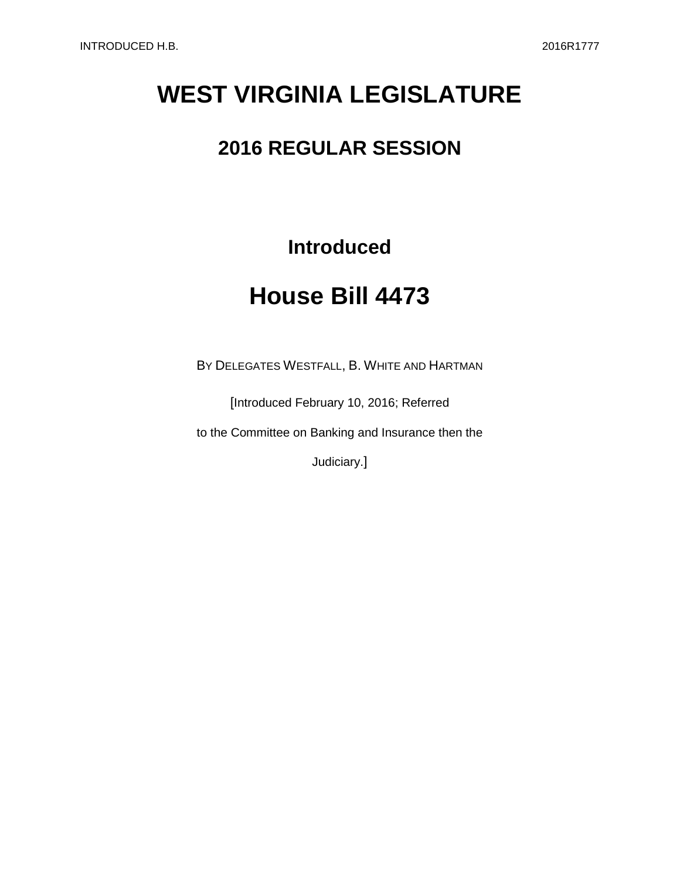# WEST VIRGINIA LEGISLATURE

## 2016 REGULAR SESSION

### Introduced

# House Bill 4473

BY DELEGATES WESTFALL, B. WHITE AND HARTMAN

[Introduced February 10, 2016; Referred to the Committee on Banking and Insurance then the Judiciary.]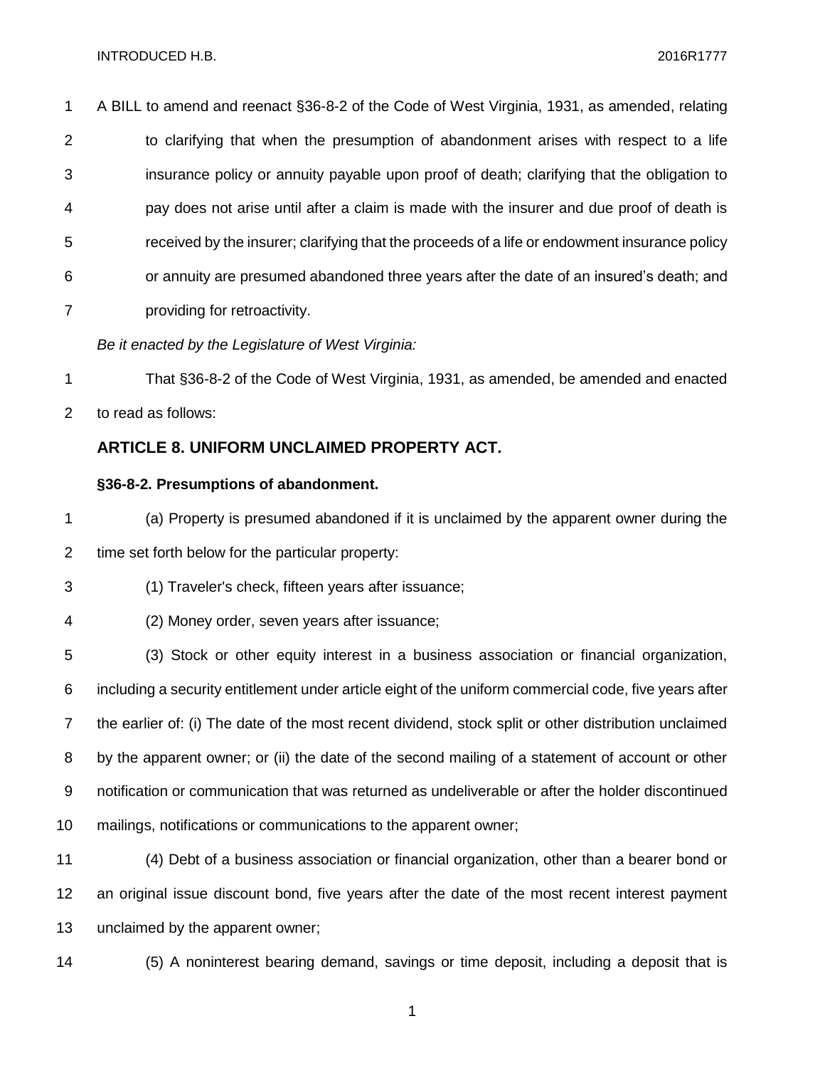A BILL to amend and reenact §36-8-2 of the Code of West Virginia, 1931, as amended, relating to clarifying that when the presumption of abandonment arises with respect to a life insurance policy or annuity payable upon proof of death; clarifying that the obligation to pay does not arise until after a claim is made with the insurer and due proof of death is received by the insurer; clarifying that the proceeds of a life or endowment insurance policy or annuity are presumed abandoned three years after the date of an insured's death; and providing for retroactivity.

*Be it enacted by the Legislature of West Virginia:*

That §36-8-2 of the Code of West Virginia, 1931, as amended, be amended and enacted to read as follows:

## ARTICLE 8. UNIFORM UNCLAIMED PROPERTY ACT.

### §36-8-2. Presumptions of abandonment.

(a) Property is presumed abandoned if it is unclaimed by the apparent owner during the time set forth below for the particular property:

(1) Traveler's check, fifteen years after issuance;

(2) Money order, seven years after issuance;

(3) Stock or other equity interest in a business association or financial organization, including a security entitlement under article eight of the uniform commercial code, five years after the earlier of: (i) The date of the most recent dividend, stock split or other distribution unclaimed by the apparent owner; or (ii) the date of the second mailing of a statement of account or other notification or communication that was returned as undeliverable or after the holder discontinued mailings, notifications or communications to the apparent owner;

(4) Debt of a business association or financial organization, other than a bearer bond or an original issue discount bond, five years after the date of the most recent interest payment unclaimed by the apparent owner;

(5) A noninterest bearing demand, savings or time deposit, including a deposit that is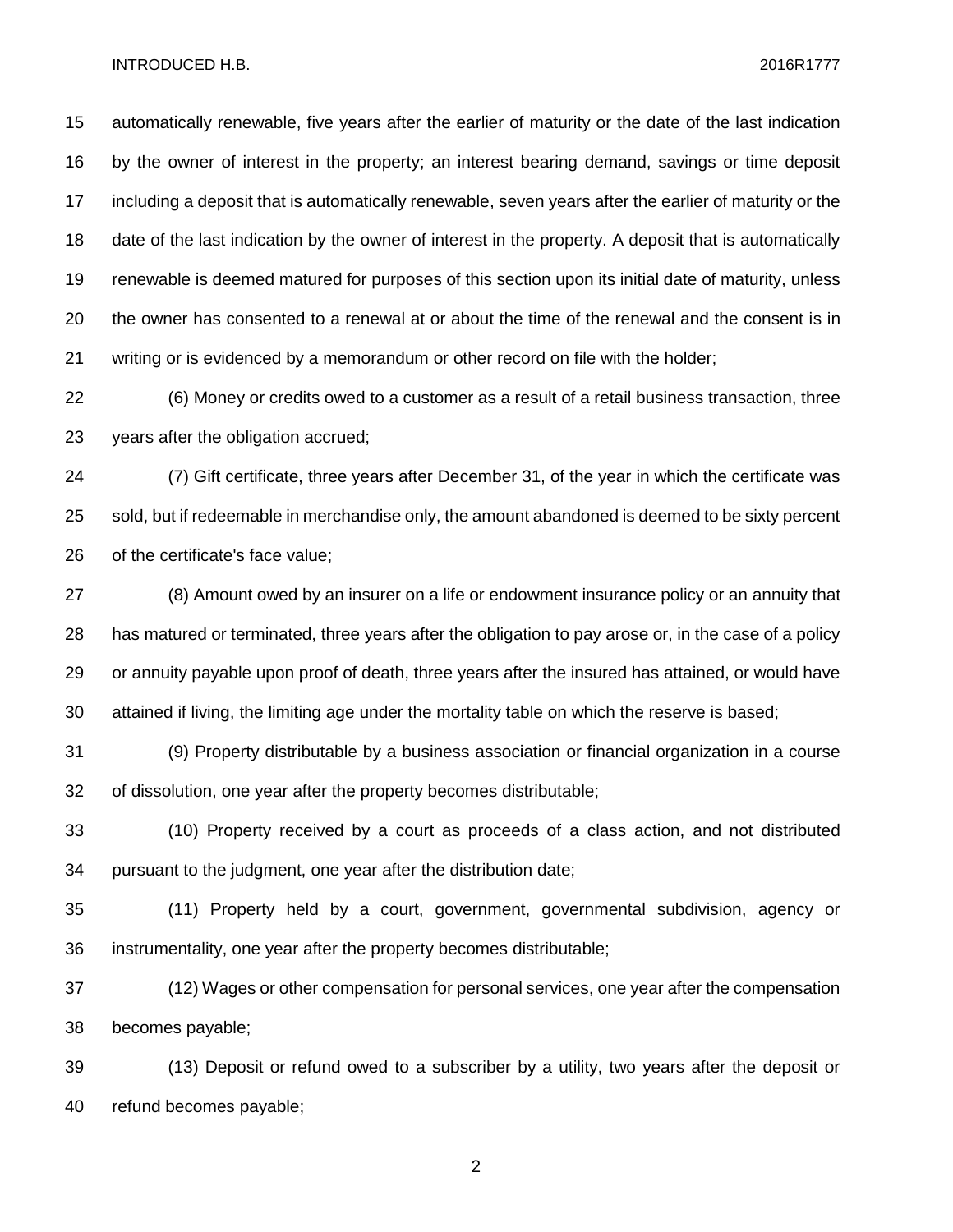automatically renewable, five years after the earlier of maturity or the date of the last indication by the owner of interest in the property; an interest bearing demand, savings or time deposit including a deposit that is automatically renewable, seven years after the earlier of maturity or the date of the last indication by the owner of interest in the property. A deposit that is automatically renewable is deemed matured for purposes of this section upon its initial date of maturity, unless the owner has consented to a renewal at or about the time of the renewal and the consent is in writing or is evidenced by a memorandum or other record on file with the holder;

(6) Money or credits owed to a customer as a result of a retail business transaction, three years after the obligation accrued;

(7) Gift certificate, three years after December 31, of the year in which the certificate was sold, but if redeemable in merchandise only, the amount abandoned is deemed to be sixty percent of the certificate's face value;

(8) Amount owed by an insurer on a life or endowment insurance policy or an annuity that has matured or terminated, three years after the obligation to pay arose or, in the case of a policy or annuity payable upon proof of death, three years after the insured has attained, or would have attained if living, the limiting age under the mortality table on which the reserve is based;

(9) Property distributable by a business association or financial organization in a course of dissolution, one year after the property becomes distributable;

(10) Property received by a court as proceeds of a class action, and not distributed pursuant to the judgment, one year after the distribution date;

(11) Property held by a court, government, governmental subdivision, agency or instrumentality, one year after the property becomes distributable;

(12) Wages or other compensation for personal services, one year after the compensation becomes payable;

(13) Deposit or refund owed to a subscriber by a utility, two years after the deposit or refund becomes payable;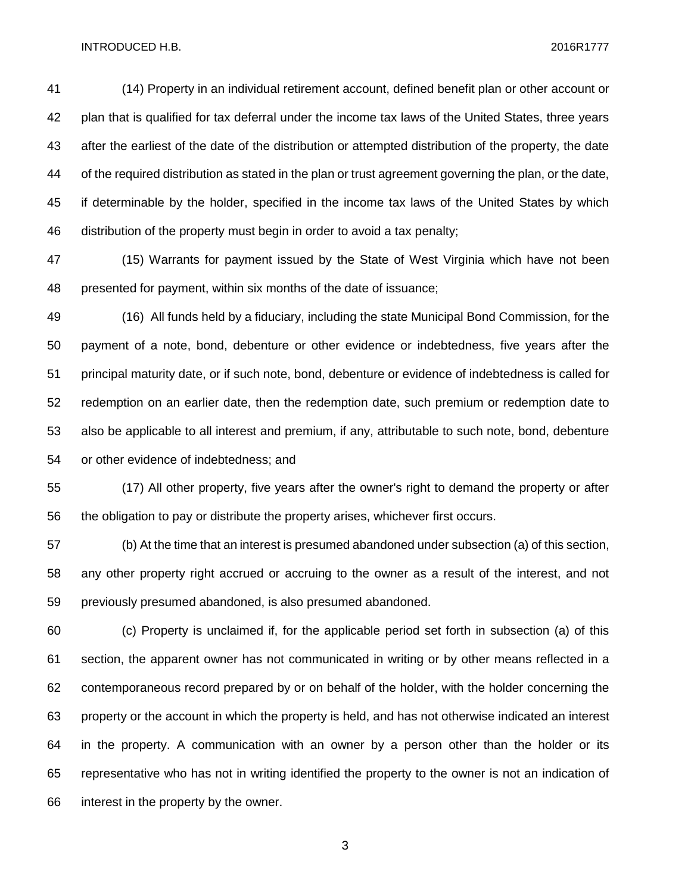(14) Property in an individual retirement account, defined benefit plan or other account or plan that is qualified for tax deferral under the income tax laws of the United States, three years after the earliest of the date of the distribution or attempted distribution of the property, the date of the required distribution as stated in the plan or trust agreement governing the plan, or the date, if determinable by the holder, specified in the income tax laws of the United States by which distribution of the property must begin in order to avoid a tax penalty;

(15) Warrants for payment issued by the State of West Virginia which have not been presented for payment, within six months of the date of issuance;

(16) All funds held by a fiduciary, including the state Municipal Bond Commission, for the payment of a note, bond, debenture or other evidence or indebtedness, five years after the principal maturity date, or if such note, bond, debenture or evidence of indebtedness is called for redemption on an earlier date, then the redemption date, such premium or redemption date to also be applicable to all interest and premium, if any, attributable to such note, bond, debenture or other evidence of indebtedness; and

(17) All other property, five years after the owner's right to demand the property or after the obligation to pay or distribute the property arises, whichever first occurs.

(b) At the time that an interest is presumed abandoned under subsection (a) of this section, any other property right accrued or accruing to the owner as a result of the interest, and not previously presumed abandoned, is also presumed abandoned.

(c) Property is unclaimed if, for the applicable period set forth in subsection (a) of this section, the apparent owner has not communicated in writing or by other means reflected in a contemporaneous record prepared by or on behalf of the holder, with the holder concerning the property or the account in which the property is held, and has not otherwise indicated an interest in the property. A communication with an owner by a person other than the holder or its representative who has not in writing identified the property to the owner is not an indication of interest in the property by the owner.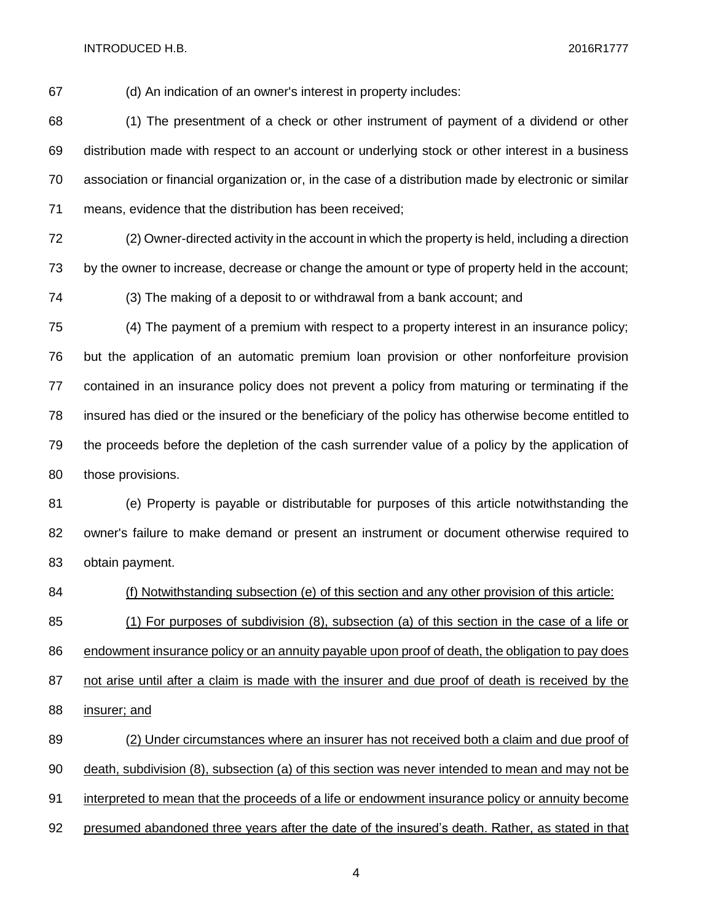(d) An indication of an owner's interest in property includes:

(1) The presentment of a check or other instrument of payment of a dividend or other distribution made with respect to an account or underlying stock or other interest in a business association or financial organization or, in the case of a distribution made by electronic or similar means, evidence that the distribution has been received;

(2) Owner-directed activity in the account in which the property is held, including a direction by the owner to increase, decrease or change the amount or type of property held in the account;

(3) The making of a deposit to or withdrawal from a bank account; and

(4) The payment of a premium with respect to a property interest in an insurance policy; but the application of an automatic premium loan provision or other nonforfeiture provision contained in an insurance policy does not prevent a policy from maturing or terminating if the insured has died or the insured or the beneficiary of the policy has otherwise become entitled to the proceeds before the depletion of the cash surrender value of a policy by the application of those provisions.

(e) Property is payable or distributable for purposes of this article notwithstanding the owner's failure to make demand or present an instrument or document otherwise required to obtain payment.

<u>(f) Notwithstanding subsection (e) of this section and any other provision of this article:</u>

<u>(1) For purposes of subdivision (8), subsection (a) of this section in the case of a life or endowment insurance policy or an annuity payable upon proof of death, the obligation to pay does not arise until after a claim is made with the insurer and due proof of death is received by the insurer; and</u>

<u>(2) Under circumstances where an insurer has not received both a claim and due proof of death, subdivision (8), subsection (a) of this section was never intended to mean and may not be interpreted to mean that the proceeds of a life or endowment insurance policy or annuity become presumed abandoned three years after the date of the insured's death. Rather, as stated in that</u>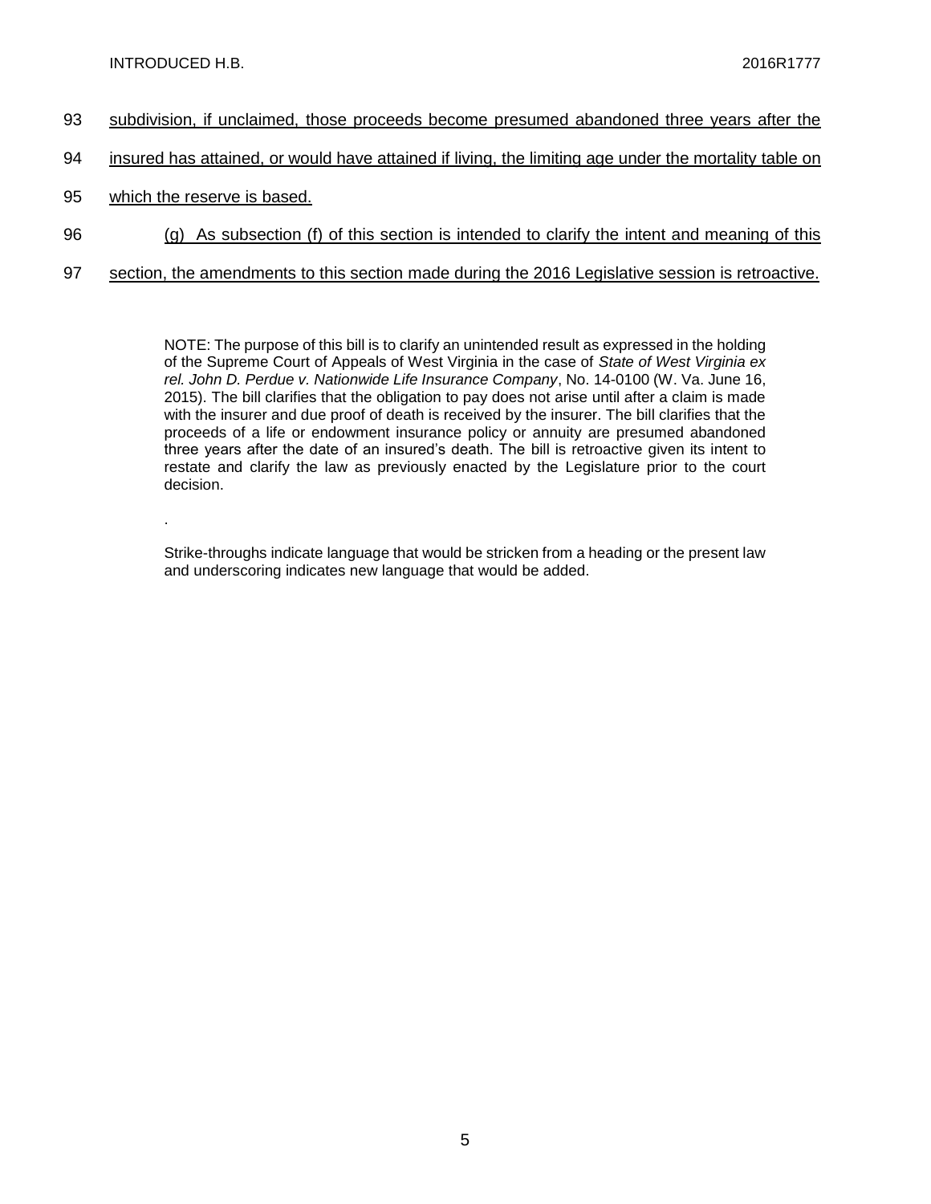93 <u>subdivision, if unclaimed, those proceeds become presumed abandoned three years after the</u>

94 <u>insured has attained, or would have attained if living, the limiting age under the mortality table on</u>

95 <u>which the reserve is based.</u>

96 <u>(g) As subsection (f) of this section is intended to clarify the intent and meaning of this</u>

97 <u>section, the amendments to this section made during the 2016 Legislative session is retroactive.</u>

NOTE: The purpose of this bill is to clarify an unintended result as expressed in the holding of the Supreme Court of Appeals of West Virginia in the case of *State of West Virginia ex rel. John D. Perdue v. Nationwide Life Insurance Company*, No. 14-0100 (W. Va. June 16, 2015). The bill clarifies that the obligation to pay does not arise until after a claim is made with the insurer and due proof of death is received by the insurer. The bill clarifies that the proceeds of a life or endowment insurance policy or annuity are presumed abandoned three years after the date of an insured's death. The bill is retroactive given its intent to restate and clarify the law as previously enacted by the Legislature prior to the court decision.

.

Strike-throughs indicate language that would be stricken from a heading or the present law and underscoring indicates new language that would be added.